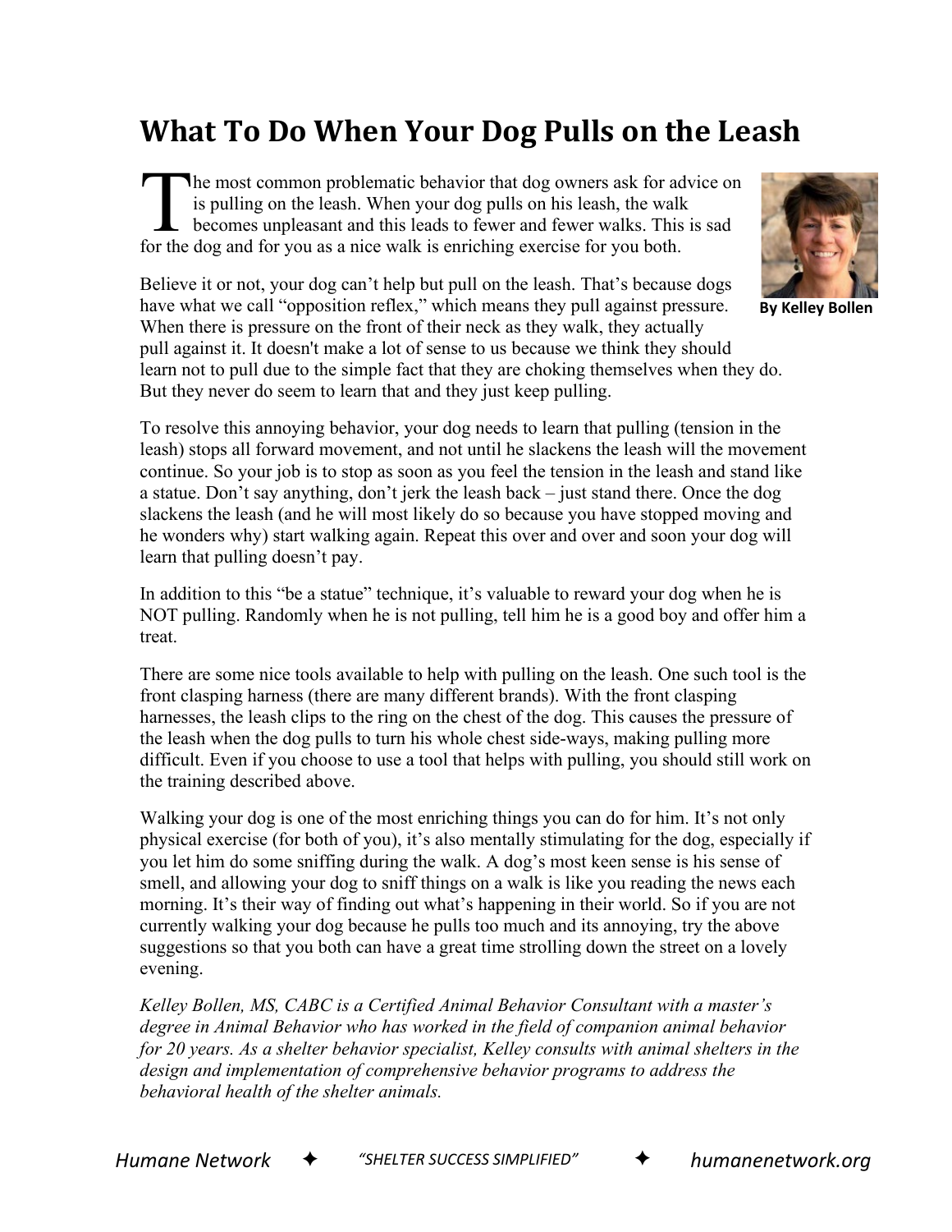# What To Do When Your Dog Pulls on the Leash

By Kelley Bollen

The most common problematic behavior that dog owners ask for advice on is pulling on the leash. When your dog pulls on his leash, the walk becomes unpleasant and this leads to fewer and fewer walks. This is sad for the dog and for you as a nice walk is enriching exercise for you both.

Believe it or not, your dog can't help but pull on the leash. That's because dogs have what we call "opposition reflex," which means they pull against pressure. When there is pressure on the front of their neck as they walk, they actually pull against it. It doesn't make a lot of sense to us because we think they should learn not to pull due to the simple fact that they are choking themselves when they do. But they never do seem to learn that and they just keep pulling.

To resolve this annoying behavior, your dog needs to learn that pulling (tension in the leash) stops all forward movement, and not until he slackens the leash will the movement continue. So your job is to stop as soon as you feel the tension in the leash and stand like a statue. Don't say anything, don't jerk the leash back – just stand there. Once the dog slackens the leash (and he will most likely do so because you have stopped moving and he wonders why) start walking again. Repeat this over and over and soon your dog will learn that pulling doesn't pay.

In addition to this "be a statue" technique, it's valuable to reward your dog when he is NOT pulling. Randomly when he is not pulling, tell him he is a good boy and offer him a treat.

There are some nice tools available to help with pulling on the leash. One such tool is the front clasping harness (there are many different brands). With the front clasping harnesses, the leash clips to the ring on the chest of the dog. This causes the pressure of the leash when the dog pulls to turn his whole chest side-ways, making pulling more difficult. Even if you choose to use a tool that helps with pulling, you should still work on the training described above.

Walking your dog is one of the most enriching things you can do for him. It's not only physical exercise (for both of you), it's also mentally stimulating for the dog, especially if you let him do some sniffing during the walk. A dog's most keen sense is his sense of smell, and allowing your dog to sniff things on a walk is like you reading the news each morning. It's their way of finding out what's happening in their world. So if you are not currently walking your dog because he pulls too much and its annoying, try the above suggestions so that you both can have a great time strolling down the street on a lovely evening.

*Kelley Bollen, MS, CABC is a Certified Animal Behavior Consultant with a master's degree in Animal Behavior who has worked in the field of companion animal behavior for 20 years. As a shelter behavior specialist, Kelley consults with animal shelters in the design and implementation of comprehensive behavior programs to address the behavioral health of the shelter animals.*